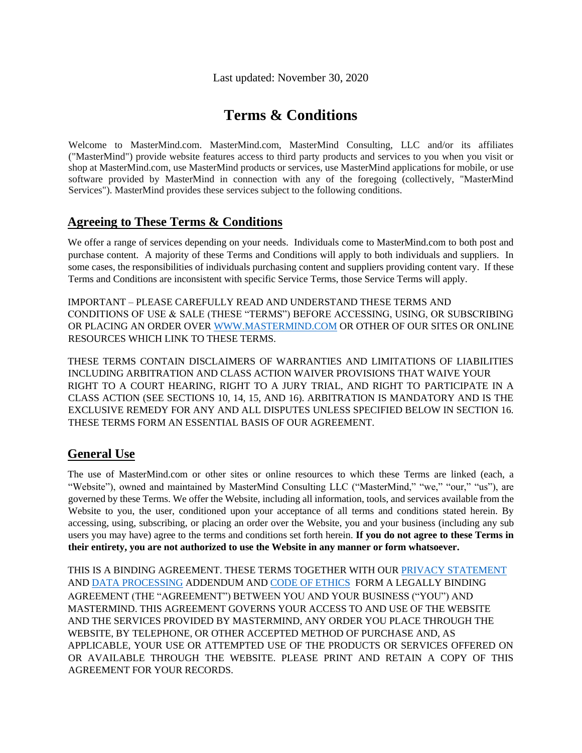Last updated: November 30, 2020

# Terms & Conditions

Welcome to MasterMind.com. MasterMind.com, MasterMind Consulting, LLC and/or its affiliates ("MasterMind") provide website features access to third party products and services to you when you visit or shop at MasterMind.com, use MasterMind products or services, use MasterMind applications for mobile, or use software provided by MasterMind in connection with any of the foregoing (collectively, "MasterMind Services"). MasterMind provides these services subject to the following conditions.

## Agreeing to These Terms & Conditions

We offer a range of services depending on your needs. Individuals come to MasterMind.com to both post and purchase content. A majority of these Terms and Conditions will apply to both individuals and suppliers. In some cases, the responsibilities of individuals purchasing content and suppliers providing content vary. If these Terms and Conditions are inconsistent with specific Service Terms, those Service Terms will apply.

IMPORTANT – PLEASE CAREFULLY READ AND UNDERSTAND THESE TERMS AND CONDITIONS OF USE & SALE (THESE "TERMS") BEFORE ACCESSING, USING, OR SUBSCRIBING OR PLACING AN ORDER OVER WWW.MASTERMIND.COM OR OTHER OF OUR SITES OR ONLINE RESOURCES WHICH LINK TO THESE TERMS.

THESE TERMS CONTAIN DISCLAIMERS OF WARRANTIES AND LIMITATIONS OF LIABILITIES INCLUDING ARBITRATION AND CLASS ACTION WAIVER PROVISIONS THAT WAIVE YOUR RIGHT TO A COURT HEARING, RIGHT TO A JURY TRIAL, AND RIGHT TO PARTICIPATE IN A CLASS ACTION (SEE SECTIONS 10, 14, 15, AND 16). ARBITRATION IS MANDATORY AND IS THE EXCLUSIVE REMEDY FOR ANY AND ALL DISPUTES UNLESS SPECIFIED BELOW IN SECTION 16. THESE TERMS FORM AN ESSENTIAL BASIS OF OUR AGREEMENT.

## General Use

The use of MasterMind.com or other sites or online resources to which these Terms are linked (each, a "Website"), owned and maintained by MasterMind Consulting LLC ("MasterMind," "we," "our," "us"), are governed by these Terms. We offer the Website, including all information, tools, and services available from the Website to you, the user, conditioned upon your acceptance of all terms and conditions stated herein. By accessing, using, subscribing, or placing an order over the Website, you and your business (including any sub users you may have) agree to the terms and conditions set forth herein. **If you do not agree to these Terms in their entirety, you are not authorized to use the Website in any manner or form whatsoever.**

THIS IS A BINDING AGREEMENT. THESE TERMS TOGETHER WITH OUR PRIVACY STATEMENT AND DATA PROCESSING ADDENDUM AND CODE OF ETHICS FORM A LEGALLY BINDING AGREEMENT (THE "AGREEMENT") BETWEEN YOU AND YOUR BUSINESS ("YOU") AND MASTERMIND. THIS AGREEMENT GOVERNS YOUR ACCESS TO AND USE OF THE WEBSITE AND THE SERVICES PROVIDED BY MASTERMIND, ANY ORDER YOU PLACE THROUGH THE WEBSITE, BY TELEPHONE, OR OTHER ACCEPTED METHOD OF PURCHASE AND, AS APPLICABLE, YOUR USE OR ATTEMPTED USE OF THE PRODUCTS OR SERVICES OFFERED ON OR AVAILABLE THROUGH THE WEBSITE. PLEASE PRINT AND RETAIN A COPY OF THIS AGREEMENT FOR YOUR RECORDS.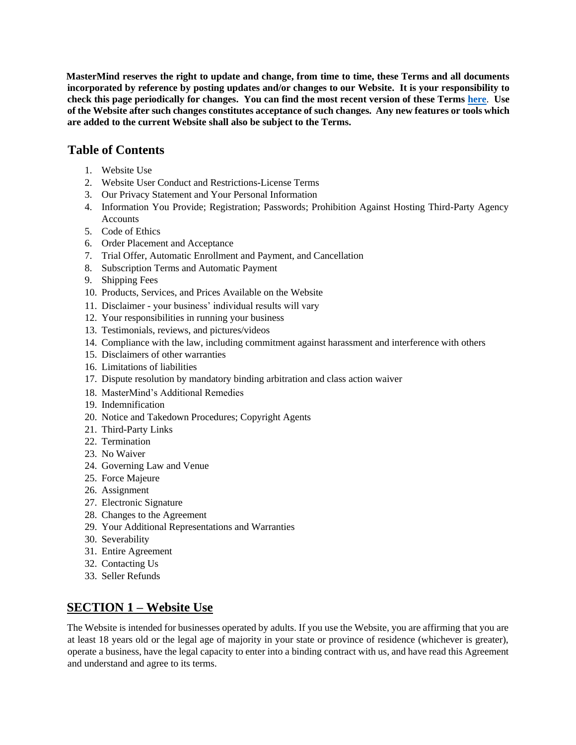**MasterMind reserves the right to update and change, from time to time, these Terms and all documents incorporated by reference by posting updates and/or changes to our Website. It is your responsibility to check this page periodically for changes. You can find the most recent version of these Terms [here](). Use of the Website after such changes constitutes acceptance of such changes. Any new features or tools which are added to the current Website shall also be subject to the Terms.**

## Table of Contents

1. Website Use
2. Website User Conduct and Restrictions-License Terms
3. Our Privacy Statement and Your Personal Information
4. Information You Provide; Registration; Passwords; Prohibition Against Hosting Third-Party Agency Accounts
5. Code of Ethics
6. Order Placement and Acceptance
7. Trial Offer, Automatic Enrollment and Payment, and Cancellation
8. Subscription Terms and Automatic Payment
9. Shipping Fees
10. Products, Services, and Prices Available on the Website
11. Disclaimer - your business' individual results will vary
12. Your responsibilities in running your business
13. Testimonials, reviews, and pictures/videos
14. Compliance with the law, including commitment against harassment and interference with others
15. Disclaimers of other warranties
16. Limitations of liabilities
17. Dispute resolution by mandatory binding arbitration and class action waiver
18. MasterMind's Additional Remedies
19. Indemnification
20. Notice and Takedown Procedures; Copyright Agents
21. Third-Party Links
22. Termination
23. No Waiver
24. Governing Law and Venue
25. Force Majeure
26. Assignment
27. Electronic Signature
28. Changes to the Agreement
29. Your Additional Representations and Warranties
30. Severability
31. Entire Agreement
32. Contacting Us
33. Seller Refunds

## SECTION 1 – Website Use

The Website is intended for businesses operated by adults. If you use the Website, you are affirming that you are at least 18 years old or the legal age of majority in your state or province of residence (whichever is greater), operate a business, have the legal capacity to enter into a binding contract with us, and have read this Agreement and understand and agree to its terms.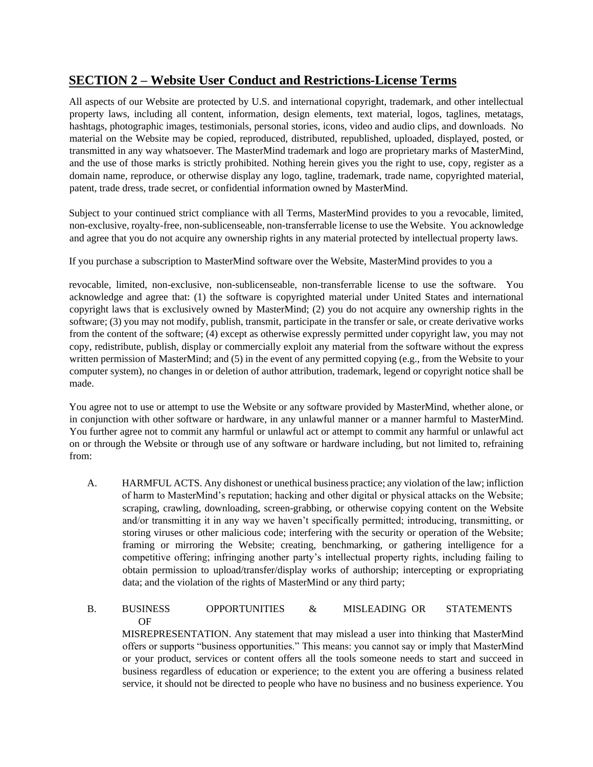## SECTION 2 – Website User Conduct and Restrictions-License Terms

All aspects of our Website are protected by U.S. and international copyright, trademark, and other intellectual property laws, including all content, information, design elements, text material, logos, taglines, metatags, hashtags, photographic images, testimonials, personal stories, icons, video and audio clips, and downloads. No material on the Website may be copied, reproduced, distributed, republished, uploaded, displayed, posted, or transmitted in any way whatsoever. The MasterMind trademark and logo are proprietary marks of MasterMind, and the use of those marks is strictly prohibited. Nothing herein gives you the right to use, copy, register as a domain name, reproduce, or otherwise display any logo, tagline, trademark, trade name, copyrighted material, patent, trade dress, trade secret, or confidential information owned by MasterMind.

Subject to your continued strict compliance with all Terms, MasterMind provides to you a revocable, limited, non-exclusive, royalty-free, non-sublicenseable, non-transferrable license to use the Website. You acknowledge and agree that you do not acquire any ownership rights in any material protected by intellectual property laws.

If you purchase a subscription to MasterMind software over the Website, MasterMind provides to you a revocable, limited, non-exclusive, non-sublicenseable, non-transferrable license to use the software. You acknowledge and agree that: (1) the software is copyrighted material under United States and international copyright laws that is exclusively owned by MasterMind; (2) you do not acquire any ownership rights in the software; (3) you may not modify, publish, transmit, participate in the transfer or sale, or create derivative works from the content of the software; (4) except as otherwise expressly permitted under copyright law, you may not copy, redistribute, publish, display or commercially exploit any material from the software without the express written permission of MasterMind; and (5) in the event of any permitted copying (e.g., from the Website to your computer system), no changes in or deletion of author attribution, trademark, legend or copyright notice shall be made.

You agree not to use or attempt to use the Website or any software provided by MasterMind, whether alone, or in conjunction with other software or hardware, in any unlawful manner or a manner harmful to MasterMind. You further agree not to commit any harmful or unlawful act or attempt to commit any harmful or unlawful act on or through the Website or through use of any software or hardware including, but not limited to, refraining from:

A. HARMFUL ACTS. Any dishonest or unethical business practice; any violation of the law; infliction of harm to MasterMind's reputation; hacking and other digital or physical attacks on the Website; scraping, crawling, downloading, screen-grabbing, or otherwise copying content on the Website and/or transmitting it in any way we haven't specifically permitted; introducing, transmitting, or storing viruses or other malicious code; interfering with the security or operation of the Website; framing or mirroring the Website; creating, benchmarking, or gathering intelligence for a competitive offering; infringing another party's intellectual property rights, including failing to obtain permission to upload/transfer/display works of authorship; intercepting or expropriating data; and the violation of the rights of MasterMind or any third party;

B. BUSINESS OPPORTUNITIES & MISLEADING OR STATEMENTS OF MISREPRESENTATION. Any statement that may mislead a user into thinking that MasterMind offers or supports "business opportunities." This means: you cannot say or imply that MasterMind or your product, services or content offers all the tools someone needs to start and succeed in business regardless of education or experience; to the extent you are offering a business related service, it should not be directed to people who have no business and no business experience. You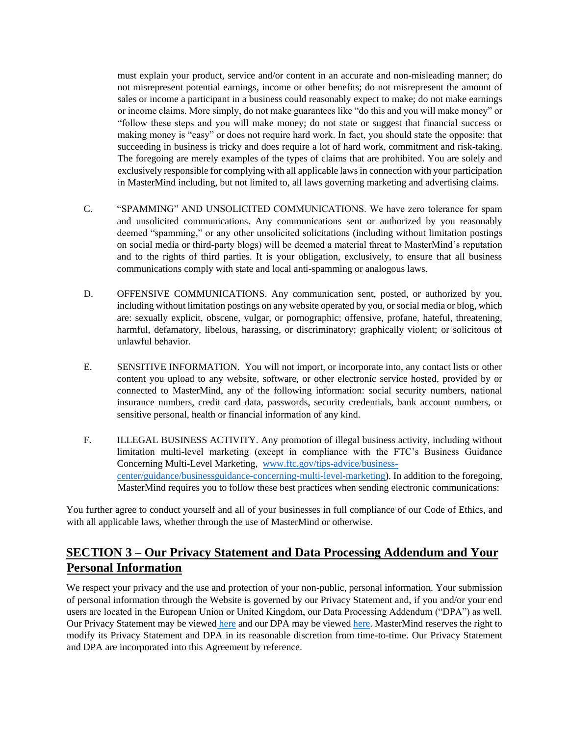must explain your product, service and/or content in an accurate and non-misleading manner; do not misrepresent potential earnings, income or other benefits; do not misrepresent the amount of sales or income a participant in a business could reasonably expect to make; do not make earnings or income claims. More simply, do not make guarantees like "do this and you will make money" or "follow these steps and you will make money; do not state or suggest that financial success or making money is "easy" or does not require hard work. In fact, you should state the opposite: that succeeding in business is tricky and does require a lot of hard work, commitment and risk-taking. The foregoing are merely examples of the types of claims that are prohibited. You are solely and exclusively responsible for complying with all applicable laws in connection with your participation in MasterMind including, but not limited to, all laws governing marketing and advertising claims.

C. "SPAMMING" AND UNSOLICITED COMMUNICATIONS. We have zero tolerance for spam and unsolicited communications. Any communications sent or authorized by you reasonably deemed "spamming," or any other unsolicited solicitations (including without limitation postings on social media or third-party blogs) will be deemed a material threat to MasterMind's reputation and to the rights of third parties. It is your obligation, exclusively, to ensure that all business communications comply with state and local anti-spamming or analogous laws.

D. OFFENSIVE COMMUNICATIONS. Any communication sent, posted, or authorized by you, including without limitation postings on any website operated by you, or social media or blog, which are: sexually explicit, obscene, vulgar, or pornographic; offensive, profane, hateful, threatening, harmful, defamatory, libelous, harassing, or discriminatory; graphically violent; or solicitous of unlawful behavior.

E. SENSITIVE INFORMATION. You will not import, or incorporate into, any contact lists or other content you upload to any website, software, or other electronic service hosted, provided by or connected to MasterMind, any of the following information: social security numbers, national insurance numbers, credit card data, passwords, security credentials, bank account numbers, or sensitive personal, health or financial information of any kind.

F. ILLEGAL BUSINESS ACTIVITY. Any promotion of illegal business activity, including without limitation multi-level marketing (except in compliance with the FTC's Business Guidance Concerning Multi-Level Marketing, [www.ftc.gov/tips-advice/business-center/guidance/businessguidance-concerning-multi-level-marketing](www.ftc.gov/tips-advice/business-center/guidance/businessguidance-concerning-multi-level-marketing)). In addition to the foregoing, MasterMind requires you to follow these best practices when sending electronic communications:

You further agree to conduct yourself and all of your businesses in full compliance of our Code of Ethics, and with all applicable laws, whether through the use of MasterMind or otherwise.

## SECTION 3 – Our Privacy Statement and Data Processing Addendum and Your Personal Information

We respect your privacy and the use and protection of your non-public, personal information. Your submission of personal information through the Website is governed by our Privacy Statement and, if you and/or your end users are located in the European Union or United Kingdom, our Data Processing Addendum ("DPA") as well. Our Privacy Statement may be viewed here and our DPA may be viewed here. MasterMind reserves the right to modify its Privacy Statement and DPA in its reasonable discretion from time-to-time. Our Privacy Statement and DPA are incorporated into this Agreement by reference.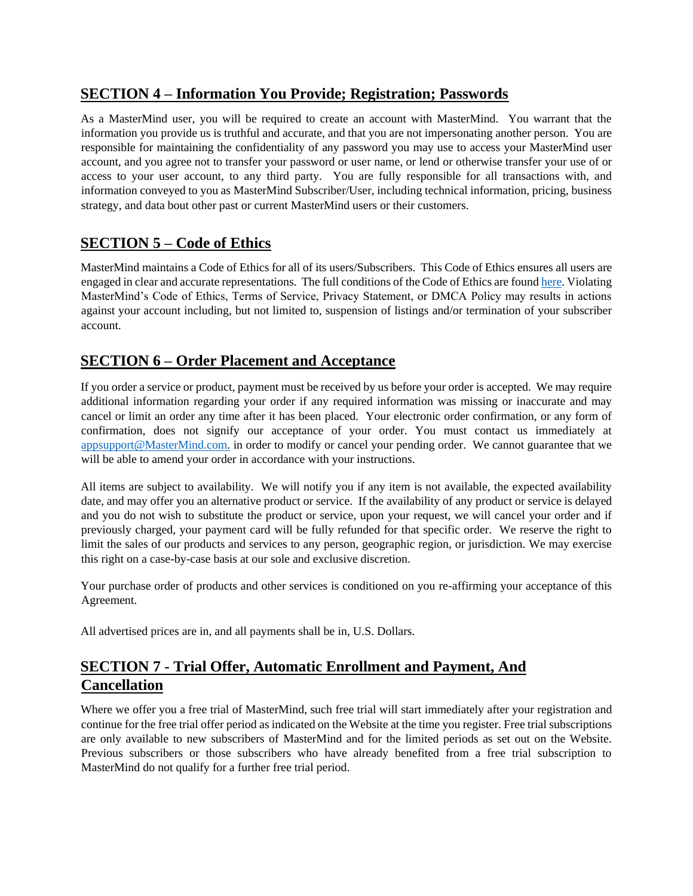## SECTION 4 – Information You Provide; Registration; Passwords

As a MasterMind user, you will be required to create an account with MasterMind. You warrant that the information you provide us is truthful and accurate, and that you are not impersonating another person. You are responsible for maintaining the confidentiality of any password you may use to access your MasterMind user account, and you agree not to transfer your password or user name, or lend or otherwise transfer your use of or access to your user account, to any third party. You are fully responsible for all transactions with, and information conveyed to you as MasterMind Subscriber/User, including technical information, pricing, business strategy, and data bout other past or current MasterMind users or their customers.

## SECTION 5 – Code of Ethics

MasterMind maintains a Code of Ethics for all of its users/Subscribers. This Code of Ethics ensures all users are engaged in clear and accurate representations. The full conditions of the Code of Ethics are found here. Violating MasterMind's Code of Ethics, Terms of Service, Privacy Statement, or DMCA Policy may results in actions against your account including, but not limited to, suspension of listings and/or termination of your subscriber account.

## SECTION 6 – Order Placement and Acceptance

If you order a service or product, payment must be received by us before your order is accepted. We may require additional information regarding your order if any required information was missing or inaccurate and may cancel or limit an order any time after it has been placed. Your electronic order confirmation, or any form of confirmation, does not signify our acceptance of your order. You must contact us immediately at appsupport@MasterMind.com. in order to modify or cancel your pending order. We cannot guarantee that we will be able to amend your order in accordance with your instructions.

All items are subject to availability. We will notify you if any item is not available, the expected availability date, and may offer you an alternative product or service. If the availability of any product or service is delayed and you do not wish to substitute the product or service, upon your request, we will cancel your order and if previously charged, your payment card will be fully refunded for that specific order. We reserve the right to limit the sales of our products and services to any person, geographic region, or jurisdiction. We may exercise this right on a case-by-case basis at our sole and exclusive discretion.

Your purchase order of products and other services is conditioned on you re-affirming your acceptance of this Agreement.

All advertised prices are in, and all payments shall be in, U.S. Dollars.

## SECTION 7 - Trial Offer, Automatic Enrollment and Payment, And Cancellation

Where we offer you a free trial of MasterMind, such free trial will start immediately after your registration and continue for the free trial offer period as indicated on the Website at the time you register. Free trial subscriptions are only available to new subscribers of MasterMind and for the limited periods as set out on the Website. Previous subscribers or those subscribers who have already benefited from a free trial subscription to MasterMind do not qualify for a further free trial period.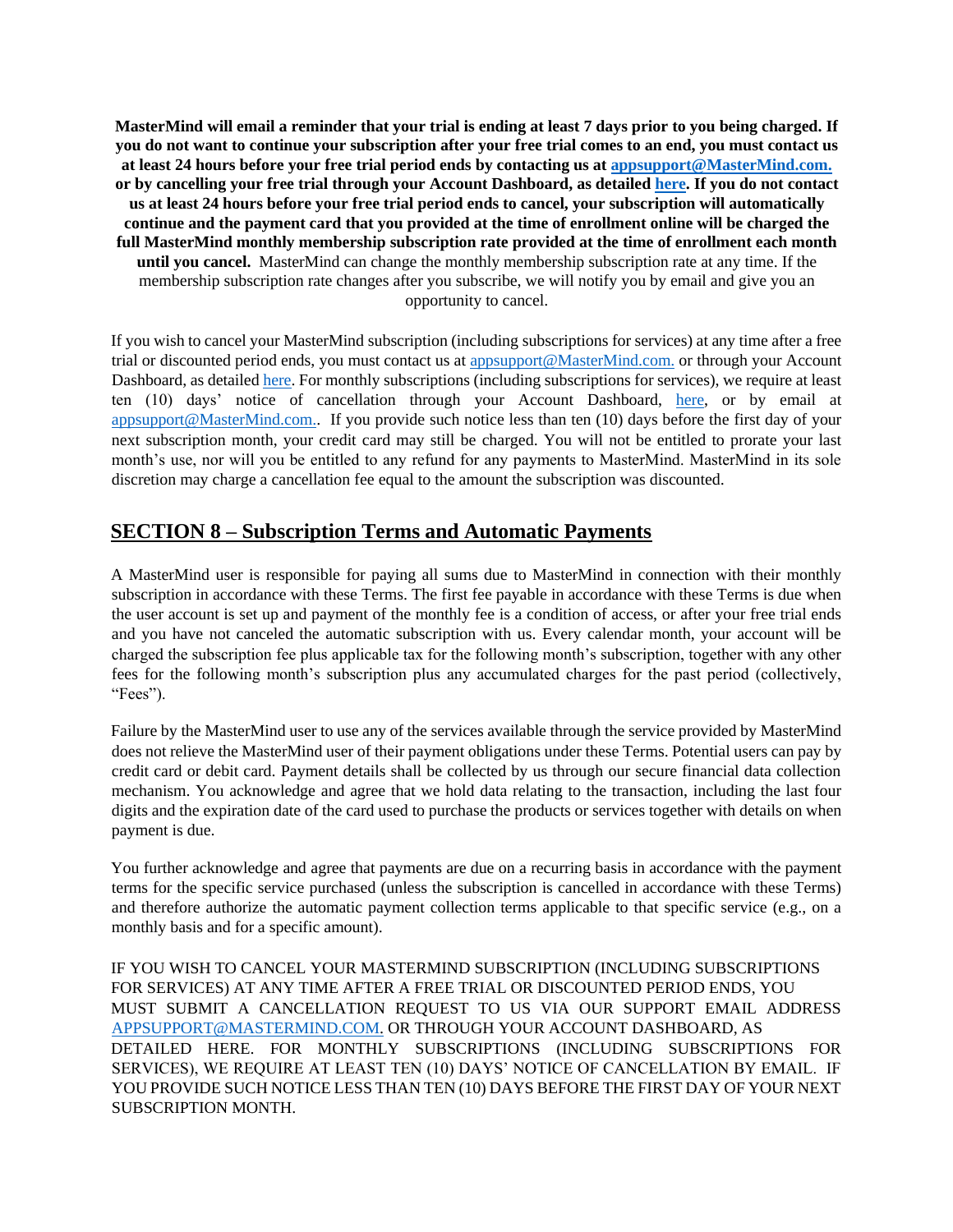**MasterMind will email a reminder that your trial is ending at least 7 days prior to you being charged. If you do not want to continue your subscription after your free trial comes to an end, you must contact us at least 24 hours before your free trial period ends by contacting us at appsupport@MasterMind.com. or by cancelling your free trial through your Account Dashboard, as detailed here. If you do not contact us at least 24 hours before your free trial period ends to cancel, your subscription will automatically continue and the payment card that you provided at the time of enrollment online will be charged the full MasterMind monthly membership subscription rate provided at the time of enrollment each month until you cancel.** MasterMind can change the monthly membership subscription rate at any time. If the membership subscription rate changes after you subscribe, we will notify you by email and give you an opportunity to cancel.

If you wish to cancel your MasterMind subscription (including subscriptions for services) at any time after a free trial or discounted period ends, you must contact us at appsupport@MasterMind.com. or through your Account Dashboard, as detailed here. For monthly subscriptions (including subscriptions for services), we require at least ten (10) days' notice of cancellation through your Account Dashboard, here, or by email at appsupport@MasterMind.com.. If you provide such notice less than ten (10) days before the first day of your next subscription month, your credit card may still be charged. You will not be entitled to prorate your last month's use, nor will you be entitled to any refund for any payments to MasterMind. MasterMind in its sole discretion may charge a cancellation fee equal to the amount the subscription was discounted.

## SECTION 8 – Subscription Terms and Automatic Payments

A MasterMind user is responsible for paying all sums due to MasterMind in connection with their monthly subscription in accordance with these Terms. The first fee payable in accordance with these Terms is due when the user account is set up and payment of the monthly fee is a condition of access, or after your free trial ends and you have not canceled the automatic subscription with us. Every calendar month, your account will be charged the subscription fee plus applicable tax for the following month's subscription, together with any other fees for the following month's subscription plus any accumulated charges for the past period (collectively, "Fees").

Failure by the MasterMind user to use any of the services available through the service provided by MasterMind does not relieve the MasterMind user of their payment obligations under these Terms. Potential users can pay by credit card or debit card. Payment details shall be collected by us through our secure financial data collection mechanism. You acknowledge and agree that we hold data relating to the transaction, including the last four digits and the expiration date of the card used to purchase the products or services together with details on when payment is due.

You further acknowledge and agree that payments are due on a recurring basis in accordance with the payment terms for the specific service purchased (unless the subscription is cancelled in accordance with these Terms) and therefore authorize the automatic payment collection terms applicable to that specific service (e.g., on a monthly basis and for a specific amount).

IF YOU WISH TO CANCEL YOUR MASTERMIND SUBSCRIPTION (INCLUDING SUBSCRIPTIONS FOR SERVICES) AT ANY TIME AFTER A FREE TRIAL OR DISCOUNTED PERIOD ENDS, YOU MUST SUBMIT A CANCELLATION REQUEST TO US VIA OUR SUPPORT EMAIL ADDRESS APPSUPPORT@MASTERMIND.COM. OR THROUGH YOUR ACCOUNT DASHBOARD, AS DETAILED HERE. FOR MONTHLY SUBSCRIPTIONS (INCLUDING SUBSCRIPTIONS FOR SERVICES), WE REQUIRE AT LEAST TEN (10) DAYS' NOTICE OF CANCELLATION BY EMAIL. IF YOU PROVIDE SUCH NOTICE LESS THAN TEN (10) DAYS BEFORE THE FIRST DAY OF YOUR NEXT SUBSCRIPTION MONTH.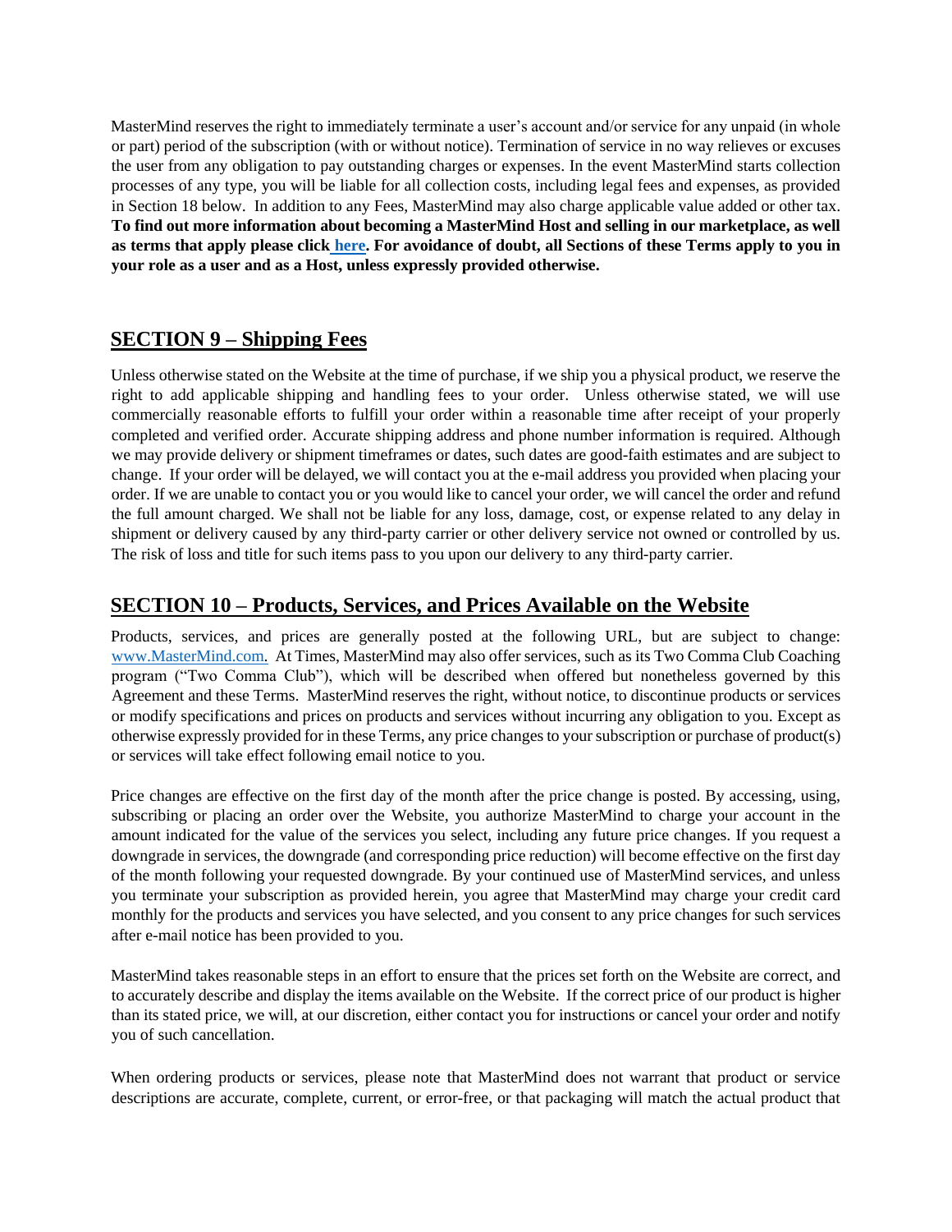MasterMind reserves the right to immediately terminate a user's account and/or service for any unpaid (in whole or part) period of the subscription (with or without notice). Termination of service in no way relieves or excuses the user from any obligation to pay outstanding charges or expenses. In the event MasterMind starts collection processes of any type, you will be liable for all collection costs, including legal fees and expenses, as provided in Section 18 below. In addition to any Fees, MasterMind may also charge applicable value added or other tax. **To find out more information about becoming a MasterMind Host and selling in our marketplace, as well as terms that apply please click here. For avoidance of doubt, all Sections of these Terms apply to you in your role as a user and as a Host, unless expressly provided otherwise.**

## SECTION 9 – Shipping Fees

Unless otherwise stated on the Website at the time of purchase, if we ship you a physical product, we reserve the right to add applicable shipping and handling fees to your order. Unless otherwise stated, we will use commercially reasonable efforts to fulfill your order within a reasonable time after receipt of your properly completed and verified order. Accurate shipping address and phone number information is required. Although we may provide delivery or shipment timeframes or dates, such dates are good-faith estimates and are subject to change. If your order will be delayed, we will contact you at the e-mail address you provided when placing your order. If we are unable to contact you or you would like to cancel your order, we will cancel the order and refund the full amount charged. We shall not be liable for any loss, damage, cost, or expense related to any delay in shipment or delivery caused by any third-party carrier or other delivery service not owned or controlled by us. The risk of loss and title for such items pass to you upon our delivery to any third-party carrier.

## SECTION 10 – Products, Services, and Prices Available on the Website

Products, services, and prices are generally posted at the following URL, but are subject to change: www.MasterMind.com. At Times, MasterMind may also offer services, such as its Two Comma Club Coaching program ("Two Comma Club"), which will be described when offered but nonetheless governed by this Agreement and these Terms. MasterMind reserves the right, without notice, to discontinue products or services or modify specifications and prices on products and services without incurring any obligation to you. Except as otherwise expressly provided for in these Terms, any price changes to your subscription or purchase of product(s) or services will take effect following email notice to you.

Price changes are effective on the first day of the month after the price change is posted. By accessing, using, subscribing or placing an order over the Website, you authorize MasterMind to charge your account in the amount indicated for the value of the services you select, including any future price changes. If you request a downgrade in services, the downgrade (and corresponding price reduction) will become effective on the first day of the month following your requested downgrade. By your continued use of MasterMind services, and unless you terminate your subscription as provided herein, you agree that MasterMind may charge your credit card monthly for the products and services you have selected, and you consent to any price changes for such services after e-mail notice has been provided to you.

MasterMind takes reasonable steps in an effort to ensure that the prices set forth on the Website are correct, and to accurately describe and display the items available on the Website. If the correct price of our product is higher than its stated price, we will, at our discretion, either contact you for instructions or cancel your order and notify you of such cancellation.

When ordering products or services, please note that MasterMind does not warrant that product or service descriptions are accurate, complete, current, or error-free, or that packaging will match the actual product that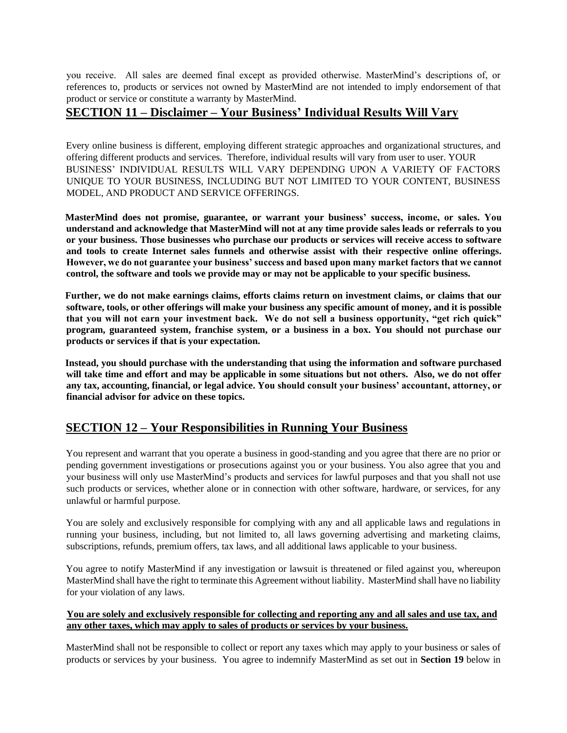you receive. All sales are deemed final except as provided otherwise. MasterMind's descriptions of, or references to, products or services not owned by MasterMind are not intended to imply endorsement of that product or service or constitute a warranty by MasterMind.

## SECTION 11 – Disclaimer – Your Business' Individual Results Will Vary

Every online business is different, employing different strategic approaches and organizational structures, and offering different products and services. Therefore, individual results will vary from user to user. YOUR BUSINESS' INDIVIDUAL RESULTS WILL VARY DEPENDING UPON A VARIETY OF FACTORS UNIQUE TO YOUR BUSINESS, INCLUDING BUT NOT LIMITED TO YOUR CONTENT, BUSINESS MODEL, AND PRODUCT AND SERVICE OFFERINGS.

**MasterMind does not promise, guarantee, or warrant your business' success, income, or sales. You understand and acknowledge that MasterMind will not at any time provide sales leads or referrals to you or your business. Those businesses who purchase our products or services will receive access to software and tools to create Internet sales funnels and otherwise assist with their respective online offerings. However, we do not guarantee your business' success and based upon many market factors that we cannot control, the software and tools we provide may or may not be applicable to your specific business.**

**Further, we do not make earnings claims, efforts claims return on investment claims, or claims that our software, tools, or other offerings will make your business any specific amount of money, and it is possible that you will not earn your investment back. We do not sell a business opportunity, "get rich quick" program, guaranteed system, franchise system, or a business in a box. You should not purchase our products or services if that is your expectation.**

**Instead, you should purchase with the understanding that using the information and software purchased will take time and effort and may be applicable in some situations but not others. Also, we do not offer any tax, accounting, financial, or legal advice. You should consult your business' accountant, attorney, or financial advisor for advice on these topics.**

## SECTION 12 – Your Responsibilities in Running Your Business

You represent and warrant that you operate a business in good-standing and you agree that there are no prior or pending government investigations or prosecutions against you or your business. You also agree that you and your business will only use MasterMind's products and services for lawful purposes and that you shall not use such products or services, whether alone or in connection with other software, hardware, or services, for any unlawful or harmful purpose.

You are solely and exclusively responsible for complying with any and all applicable laws and regulations in running your business, including, but not limited to, all laws governing advertising and marketing claims, subscriptions, refunds, premium offers, tax laws, and all additional laws applicable to your business.

You agree to notify MasterMind if any investigation or lawsuit is threatened or filed against you, whereupon MasterMind shall have the right to terminate this Agreement without liability. MasterMind shall have no liability for your violation of any laws.

**You are solely and exclusively responsible for collecting and reporting any and all sales and use tax, and any other taxes, which may apply to sales of products or services by your business.**

MasterMind shall not be responsible to collect or report any taxes which may apply to your business or sales of products or services by your business. You agree to indemnify MasterMind as set out in **Section 19** below in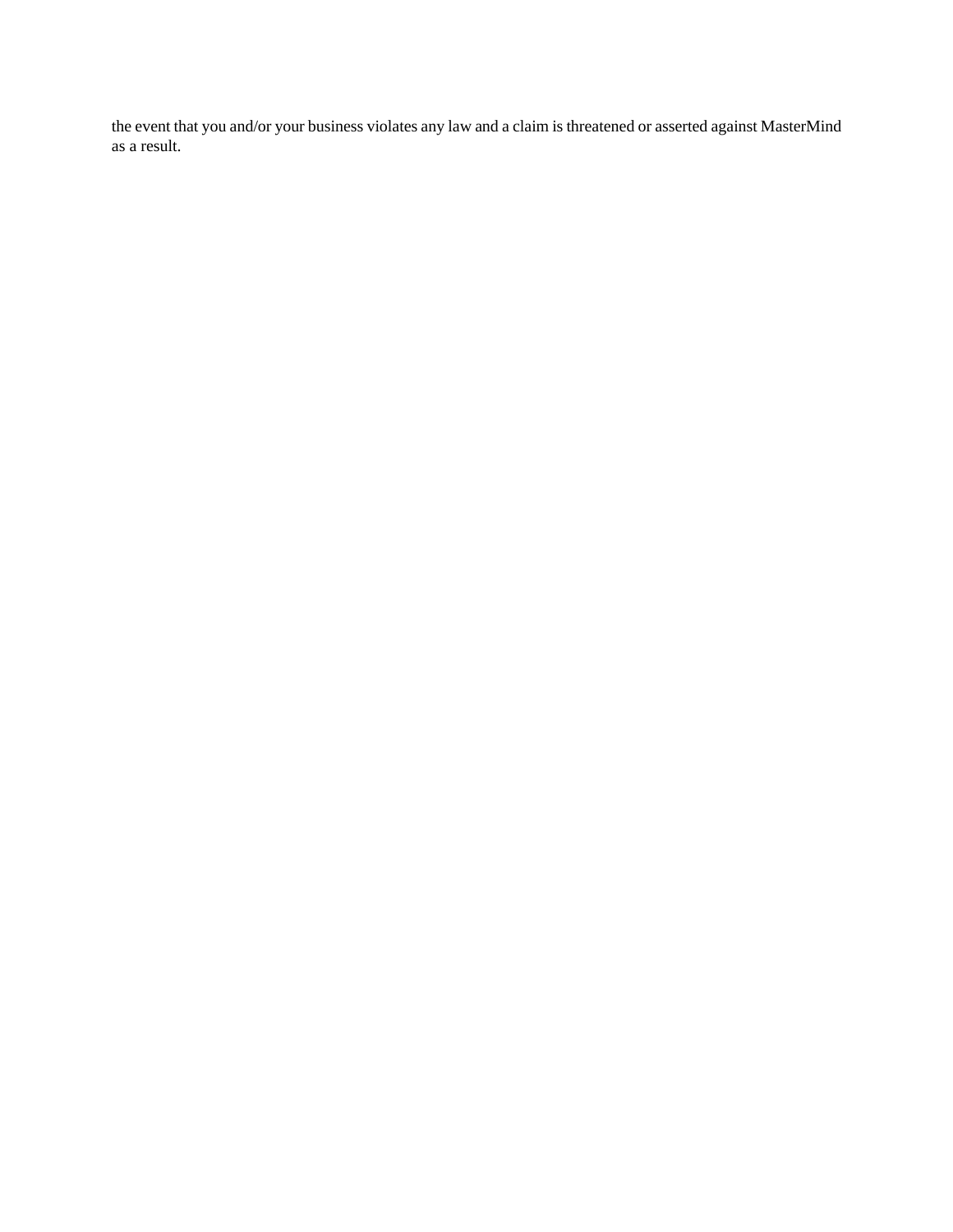the event that you and/or your business violates any law and a claim is threatened or asserted against MasterMind as a result.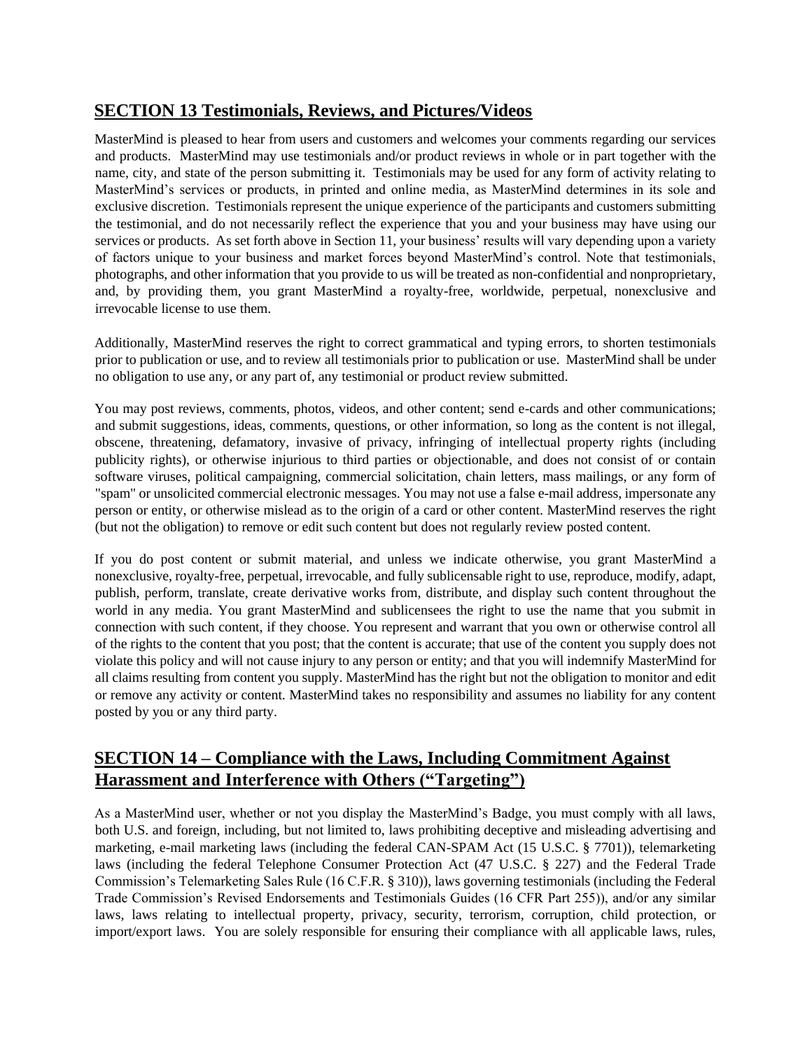## SECTION 13 Testimonials, Reviews, and Pictures/Videos

MasterMind is pleased to hear from users and customers and welcomes your comments regarding our services and products. MasterMind may use testimonials and/or product reviews in whole or in part together with the name, city, and state of the person submitting it. Testimonials may be used for any form of activity relating to MasterMind's services or products, in printed and online media, as MasterMind determines in its sole and exclusive discretion. Testimonials represent the unique experience of the participants and customers submitting the testimonial, and do not necessarily reflect the experience that you and your business may have using our services or products. As set forth above in Section 11, your business' results will vary depending upon a variety of factors unique to your business and market forces beyond MasterMind's control. Note that testimonials, photographs, and other information that you provide to us will be treated as non-confidential and nonproprietary, and, by providing them, you grant MasterMind a royalty-free, worldwide, perpetual, nonexclusive and irrevocable license to use them.

Additionally, MasterMind reserves the right to correct grammatical and typing errors, to shorten testimonials prior to publication or use, and to review all testimonials prior to publication or use. MasterMind shall be under no obligation to use any, or any part of, any testimonial or product review submitted.

You may post reviews, comments, photos, videos, and other content; send e-cards and other communications; and submit suggestions, ideas, comments, questions, or other information, so long as the content is not illegal, obscene, threatening, defamatory, invasive of privacy, infringing of intellectual property rights (including publicity rights), or otherwise injurious to third parties or objectionable, and does not consist of or contain software viruses, political campaigning, commercial solicitation, chain letters, mass mailings, or any form of "spam" or unsolicited commercial electronic messages. You may not use a false e-mail address, impersonate any person or entity, or otherwise mislead as to the origin of a card or other content. MasterMind reserves the right (but not the obligation) to remove or edit such content but does not regularly review posted content.

If you do post content or submit material, and unless we indicate otherwise, you grant MasterMind a nonexclusive, royalty-free, perpetual, irrevocable, and fully sublicensable right to use, reproduce, modify, adapt, publish, perform, translate, create derivative works from, distribute, and display such content throughout the world in any media. You grant MasterMind and sublicensees the right to use the name that you submit in connection with such content, if they choose. You represent and warrant that you own or otherwise control all of the rights to the content that you post; that the content is accurate; that use of the content you supply does not violate this policy and will not cause injury to any person or entity; and that you will indemnify MasterMind for all claims resulting from content you supply. MasterMind has the right but not the obligation to monitor and edit or remove any activity or content. MasterMind takes no responsibility and assumes no liability for any content posted by you or any third party.

## SECTION 14 – Compliance with the Laws, Including Commitment Against Harassment and Interference with Others ("Targeting")

As a MasterMind user, whether or not you display the MasterMind's Badge, you must comply with all laws, both U.S. and foreign, including, but not limited to, laws prohibiting deceptive and misleading advertising and marketing, e-mail marketing laws (including the federal CAN-SPAM Act (15 U.S.C. § 7701)), telemarketing laws (including the federal Telephone Consumer Protection Act (47 U.S.C. § 227) and the Federal Trade Commission's Telemarketing Sales Rule (16 C.F.R. § 310)), laws governing testimonials (including the Federal Trade Commission's Revised Endorsements and Testimonials Guides (16 CFR Part 255)), and/or any similar laws, laws relating to intellectual property, privacy, security, terrorism, corruption, child protection, or import/export laws. You are solely responsible for ensuring their compliance with all applicable laws, rules,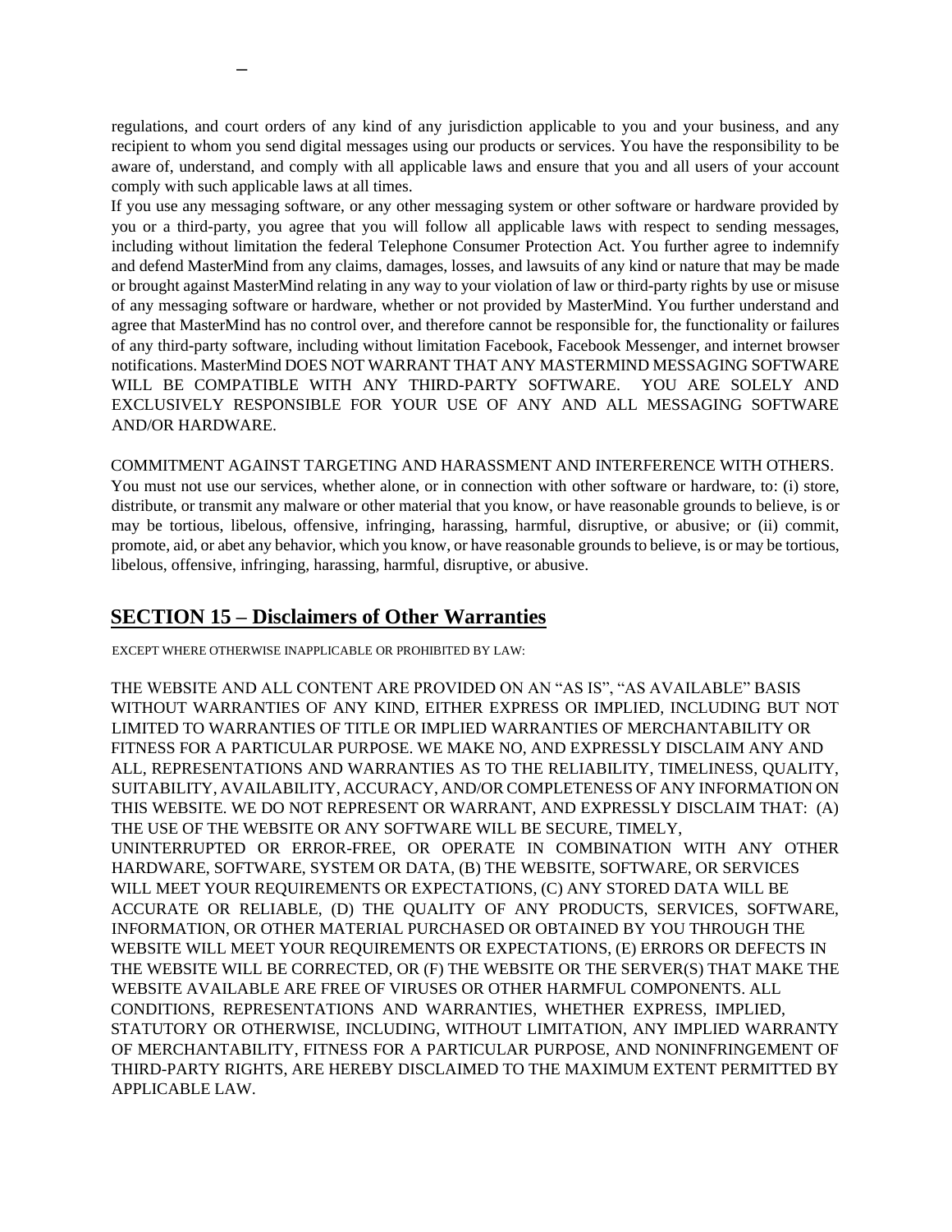regulations, and court orders of any kind of any jurisdiction applicable to you and your business, and any recipient to whom you send digital messages using our products or services. You have the responsibility to be aware of, understand, and comply with all applicable laws and ensure that you and all users of your account comply with such applicable laws at all times.

If you use any messaging software, or any other messaging system or other software or hardware provided by you or a third-party, you agree that you will follow all applicable laws with respect to sending messages, including without limitation the federal Telephone Consumer Protection Act. You further agree to indemnify and defend MasterMind from any claims, damages, losses, and lawsuits of any kind or nature that may be made or brought against MasterMind relating in any way to your violation of law or third-party rights by use or misuse of any messaging software or hardware, whether or not provided by MasterMind. You further understand and agree that MasterMind has no control over, and therefore cannot be responsible for, the functionality or failures of any third-party software, including without limitation Facebook, Facebook Messenger, and internet browser notifications. MasterMind DOES NOT WARRANT THAT ANY MASTERMIND MESSAGING SOFTWARE WILL BE COMPATIBLE WITH ANY THIRD-PARTY SOFTWARE. YOU ARE SOLELY AND EXCLUSIVELY RESPONSIBLE FOR YOUR USE OF ANY AND ALL MESSAGING SOFTWARE AND/OR HARDWARE.

COMMITMENT AGAINST TARGETING AND HARASSMENT AND INTERFERENCE WITH OTHERS. You must not use our services, whether alone, or in connection with other software or hardware, to: (i) store, distribute, or transmit any malware or other material that you know, or have reasonable grounds to believe, is or may be tortious, libelous, offensive, infringing, harassing, harmful, disruptive, or abusive; or (ii) commit, promote, aid, or abet any behavior, which you know, or have reasonable grounds to believe, is or may be tortious, libelous, offensive, infringing, harassing, harmful, disruptive, or abusive.

## SECTION 15 – Disclaimers of Other Warranties

EXCEPT WHERE OTHERWISE INAPPLICABLE OR PROHIBITED BY LAW:

THE WEBSITE AND ALL CONTENT ARE PROVIDED ON AN "AS IS", "AS AVAILABLE" BASIS WITHOUT WARRANTIES OF ANY KIND, EITHER EXPRESS OR IMPLIED, INCLUDING BUT NOT LIMITED TO WARRANTIES OF TITLE OR IMPLIED WARRANTIES OF MERCHANTABILITY OR FITNESS FOR A PARTICULAR PURPOSE. WE MAKE NO, AND EXPRESSLY DISCLAIM ANY AND ALL, REPRESENTATIONS AND WARRANTIES AS TO THE RELIABILITY, TIMELINESS, QUALITY, SUITABILITY, AVAILABILITY, ACCURACY, AND/OR COMPLETENESS OF ANY INFORMATION ON THIS WEBSITE. WE DO NOT REPRESENT OR WARRANT, AND EXPRESSLY DISCLAIM THAT: (A) THE USE OF THE WEBSITE OR ANY SOFTWARE WILL BE SECURE, TIMELY, UNINTERRUPTED OR ERROR-FREE, OR OPERATE IN COMBINATION WITH ANY OTHER HARDWARE, SOFTWARE, SYSTEM OR DATA, (B) THE WEBSITE, SOFTWARE, OR SERVICES WILL MEET YOUR REQUIREMENTS OR EXPECTATIONS, (C) ANY STORED DATA WILL BE ACCURATE OR RELIABLE, (D) THE QUALITY OF ANY PRODUCTS, SERVICES, SOFTWARE, INFORMATION, OR OTHER MATERIAL PURCHASED OR OBTAINED BY YOU THROUGH THE WEBSITE WILL MEET YOUR REQUIREMENTS OR EXPECTATIONS, (E) ERRORS OR DEFECTS IN THE WEBSITE WILL BE CORRECTED, OR (F) THE WEBSITE OR THE SERVER(S) THAT MAKE THE WEBSITE AVAILABLE ARE FREE OF VIRUSES OR OTHER HARMFUL COMPONENTS. ALL CONDITIONS, REPRESENTATIONS AND WARRANTIES, WHETHER EXPRESS, IMPLIED, STATUTORY OR OTHERWISE, INCLUDING, WITHOUT LIMITATION, ANY IMPLIED WARRANTY OF MERCHANTABILITY, FITNESS FOR A PARTICULAR PURPOSE, AND NONINFRINGEMENT OF THIRD-PARTY RIGHTS, ARE HEREBY DISCLAIMED TO THE MAXIMUM EXTENT PERMITTED BY APPLICABLE LAW.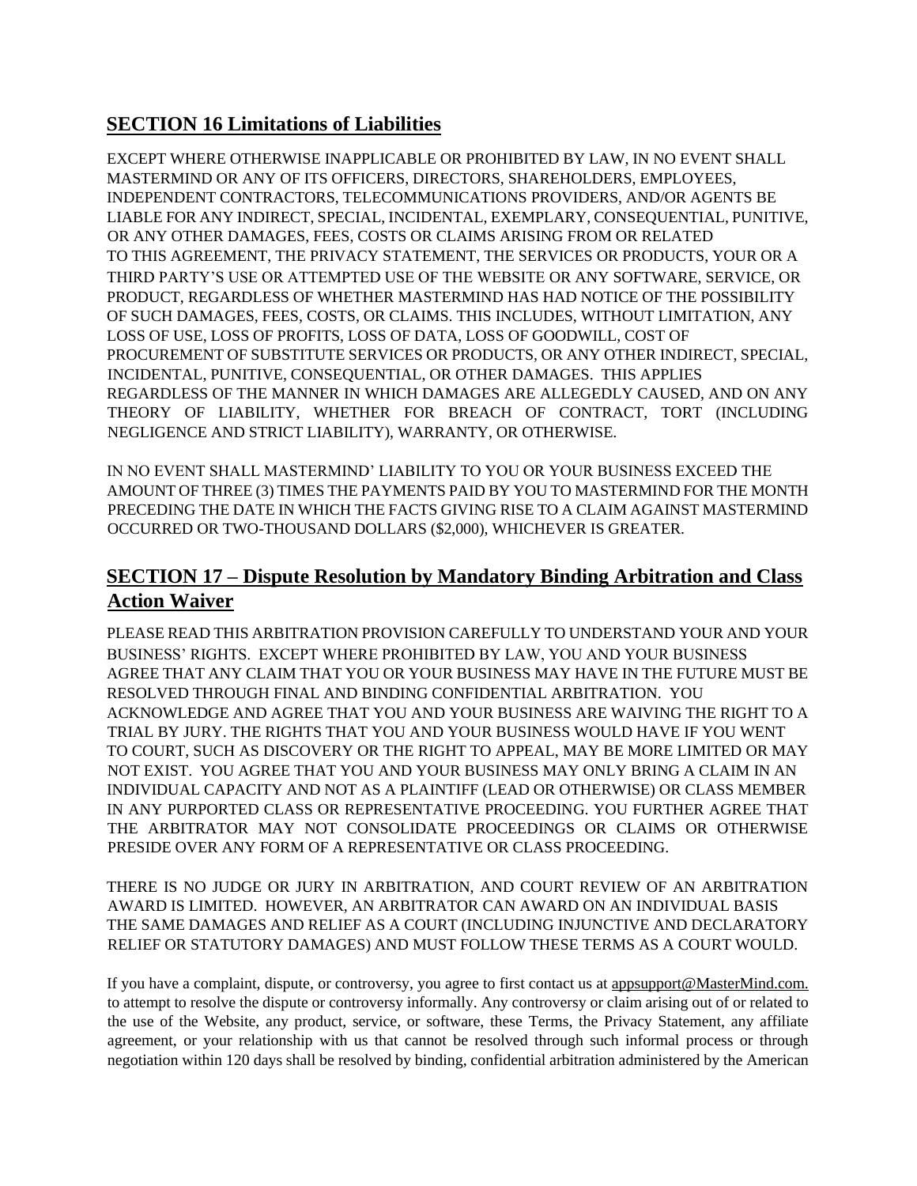## SECTION 16 Limitations of Liabilities

EXCEPT WHERE OTHERWISE INAPPLICABLE OR PROHIBITED BY LAW, IN NO EVENT SHALL MASTERMIND OR ANY OF ITS OFFICERS, DIRECTORS, SHAREHOLDERS, EMPLOYEES, INDEPENDENT CONTRACTORS, TELECOMMUNICATIONS PROVIDERS, AND/OR AGENTS BE LIABLE FOR ANY INDIRECT, SPECIAL, INCIDENTAL, EXEMPLARY, CONSEQUENTIAL, PUNITIVE, OR ANY OTHER DAMAGES, FEES, COSTS OR CLAIMS ARISING FROM OR RELATED TO THIS AGREEMENT, THE PRIVACY STATEMENT, THE SERVICES OR PRODUCTS, YOUR OR A THIRD PARTY'S USE OR ATTEMPTED USE OF THE WEBSITE OR ANY SOFTWARE, SERVICE, OR PRODUCT, REGARDLESS OF WHETHER MASTERMIND HAS HAD NOTICE OF THE POSSIBILITY OF SUCH DAMAGES, FEES, COSTS, OR CLAIMS. THIS INCLUDES, WITHOUT LIMITATION, ANY LOSS OF USE, LOSS OF PROFITS, LOSS OF DATA, LOSS OF GOODWILL, COST OF PROCUREMENT OF SUBSTITUTE SERVICES OR PRODUCTS, OR ANY OTHER INDIRECT, SPECIAL, INCIDENTAL, PUNITIVE, CONSEQUENTIAL, OR OTHER DAMAGES. THIS APPLIES REGARDLESS OF THE MANNER IN WHICH DAMAGES ARE ALLEGEDLY CAUSED, AND ON ANY THEORY OF LIABILITY, WHETHER FOR BREACH OF CONTRACT, TORT (INCLUDING NEGLIGENCE AND STRICT LIABILITY), WARRANTY, OR OTHERWISE.

IN NO EVENT SHALL MASTERMIND' LIABILITY TO YOU OR YOUR BUSINESS EXCEED THE AMOUNT OF THREE (3) TIMES THE PAYMENTS PAID BY YOU TO MASTERMIND FOR THE MONTH PRECEDING THE DATE IN WHICH THE FACTS GIVING RISE TO A CLAIM AGAINST MASTERMIND OCCURRED OR TWO-THOUSAND DOLLARS ($2,000), WHICHEVER IS GREATER.

## SECTION 17 – Dispute Resolution by Mandatory Binding Arbitration and Class Action Waiver

PLEASE READ THIS ARBITRATION PROVISION CAREFULLY TO UNDERSTAND YOUR AND YOUR BUSINESS' RIGHTS. EXCEPT WHERE PROHIBITED BY LAW, YOU AND YOUR BUSINESS AGREE THAT ANY CLAIM THAT YOU OR YOUR BUSINESS MAY HAVE IN THE FUTURE MUST BE RESOLVED THROUGH FINAL AND BINDING CONFIDENTIAL ARBITRATION. YOU ACKNOWLEDGE AND AGREE THAT YOU AND YOUR BUSINESS ARE WAIVING THE RIGHT TO A TRIAL BY JURY. THE RIGHTS THAT YOU AND YOUR BUSINESS WOULD HAVE IF YOU WENT TO COURT, SUCH AS DISCOVERY OR THE RIGHT TO APPEAL, MAY BE MORE LIMITED OR MAY NOT EXIST. YOU AGREE THAT YOU AND YOUR BUSINESS MAY ONLY BRING A CLAIM IN AN INDIVIDUAL CAPACITY AND NOT AS A PLAINTIFF (LEAD OR OTHERWISE) OR CLASS MEMBER IN ANY PURPORTED CLASS OR REPRESENTATIVE PROCEEDING. YOU FURTHER AGREE THAT THE ARBITRATOR MAY NOT CONSOLIDATE PROCEEDINGS OR CLAIMS OR OTHERWISE PRESIDE OVER ANY FORM OF A REPRESENTATIVE OR CLASS PROCEEDING.

THERE IS NO JUDGE OR JURY IN ARBITRATION, AND COURT REVIEW OF AN ARBITRATION AWARD IS LIMITED. HOWEVER, AN ARBITRATOR CAN AWARD ON AN INDIVIDUAL BASIS THE SAME DAMAGES AND RELIEF AS A COURT (INCLUDING INJUNCTIVE AND DECLARATORY RELIEF OR STATUTORY DAMAGES) AND MUST FOLLOW THESE TERMS AS A COURT WOULD.

If you have a complaint, dispute, or controversy, you agree to first contact us at appsupport@MasterMind.com. to attempt to resolve the dispute or controversy informally. Any controversy or claim arising out of or related to the use of the Website, any product, service, or software, these Terms, the Privacy Statement, any affiliate agreement, or your relationship with us that cannot be resolved through such informal process or through negotiation within 120 days shall be resolved by binding, confidential arbitration administered by the American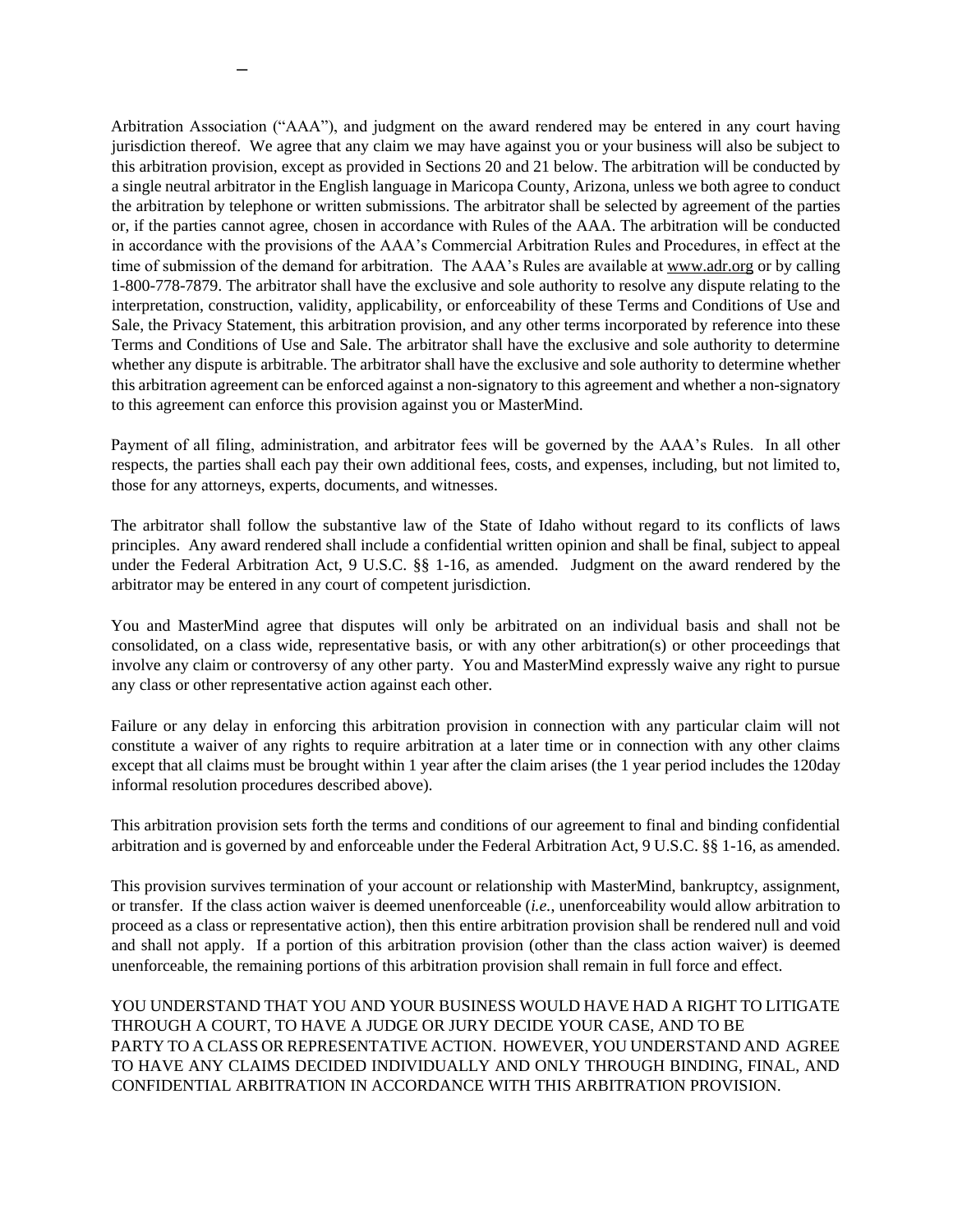Arbitration Association ("AAA"), and judgment on the award rendered may be entered in any court having jurisdiction thereof. We agree that any claim we may have against you or your business will also be subject to this arbitration provision, except as provided in Sections 20 and 21 below. The arbitration will be conducted by a single neutral arbitrator in the English language in Maricopa County, Arizona, unless we both agree to conduct the arbitration by telephone or written submissions. The arbitrator shall be selected by agreement of the parties or, if the parties cannot agree, chosen in accordance with Rules of the AAA. The arbitration will be conducted in accordance with the provisions of the AAA's Commercial Arbitration Rules and Procedures, in effect at the time of submission of the demand for arbitration. The AAA's Rules are available at www.adr.org or by calling 1-800-778-7879. The arbitrator shall have the exclusive and sole authority to resolve any dispute relating to the interpretation, construction, validity, applicability, or enforceability of these Terms and Conditions of Use and Sale, the Privacy Statement, this arbitration provision, and any other terms incorporated by reference into these Terms and Conditions of Use and Sale. The arbitrator shall have the exclusive and sole authority to determine whether any dispute is arbitrable. The arbitrator shall have the exclusive and sole authority to determine whether this arbitration agreement can be enforced against a non-signatory to this agreement and whether a non-signatory to this agreement can enforce this provision against you or MasterMind.

Payment of all filing, administration, and arbitrator fees will be governed by the AAA's Rules. In all other respects, the parties shall each pay their own additional fees, costs, and expenses, including, but not limited to, those for any attorneys, experts, documents, and witnesses.

The arbitrator shall follow the substantive law of the State of Idaho without regard to its conflicts of laws principles. Any award rendered shall include a confidential written opinion and shall be final, subject to appeal under the Federal Arbitration Act, 9 U.S.C. §§ 1-16, as amended. Judgment on the award rendered by the arbitrator may be entered in any court of competent jurisdiction.

You and MasterMind agree that disputes will only be arbitrated on an individual basis and shall not be consolidated, on a class wide, representative basis, or with any other arbitration(s) or other proceedings that involve any claim or controversy of any other party. You and MasterMind expressly waive any right to pursue any class or other representative action against each other.

Failure or any delay in enforcing this arbitration provision in connection with any particular claim will not constitute a waiver of any rights to require arbitration at a later time or in connection with any other claims except that all claims must be brought within 1 year after the claim arises (the 1 year period includes the 120day informal resolution procedures described above).

This arbitration provision sets forth the terms and conditions of our agreement to final and binding confidential arbitration and is governed by and enforceable under the Federal Arbitration Act, 9 U.S.C. §§ 1-16, as amended.

This provision survives termination of your account or relationship with MasterMind, bankruptcy, assignment, or transfer. If the class action waiver is deemed unenforceable (*i.e.*, unenforceability would allow arbitration to proceed as a class or representative action), then this entire arbitration provision shall be rendered null and void and shall not apply. If a portion of this arbitration provision (other than the class action waiver) is deemed unenforceable, the remaining portions of this arbitration provision shall remain in full force and effect.

YOU UNDERSTAND THAT YOU AND YOUR BUSINESS WOULD HAVE HAD A RIGHT TO LITIGATE THROUGH A COURT, TO HAVE A JUDGE OR JURY DECIDE YOUR CASE, AND TO BE PARTY TO A CLASS OR REPRESENTATIVE ACTION. HOWEVER, YOU UNDERSTAND AND AGREE TO HAVE ANY CLAIMS DECIDED INDIVIDUALLY AND ONLY THROUGH BINDING, FINAL, AND CONFIDENTIAL ARBITRATION IN ACCORDANCE WITH THIS ARBITRATION PROVISION.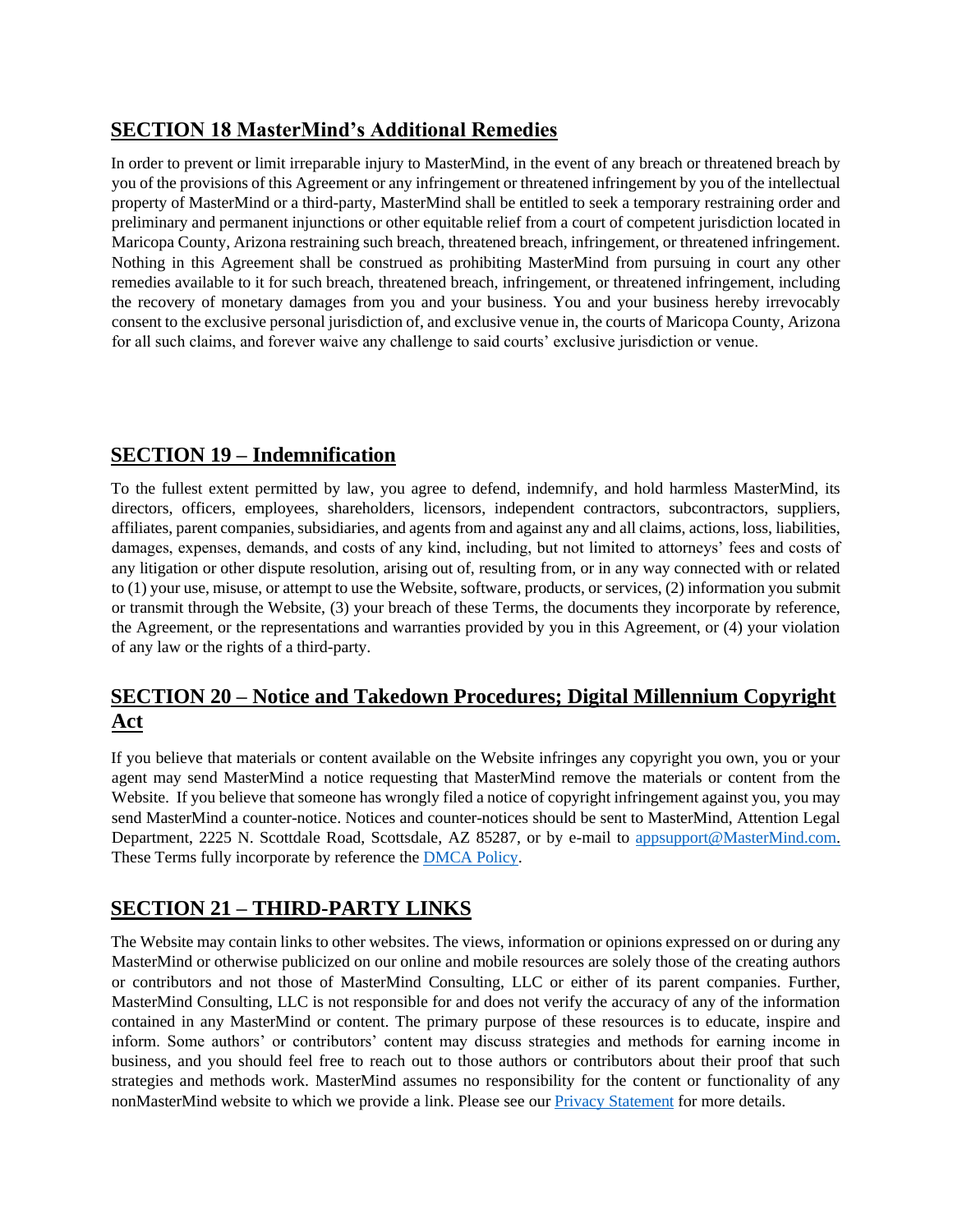## SECTION 18 MasterMind's Additional Remedies

In order to prevent or limit irreparable injury to MasterMind, in the event of any breach or threatened breach by you of the provisions of this Agreement or any infringement or threatened infringement by you of the intellectual property of MasterMind or a third-party, MasterMind shall be entitled to seek a temporary restraining order and preliminary and permanent injunctions or other equitable relief from a court of competent jurisdiction located in Maricopa County, Arizona restraining such breach, threatened breach, infringement, or threatened infringement. Nothing in this Agreement shall be construed as prohibiting MasterMind from pursuing in court any other remedies available to it for such breach, threatened breach, infringement, or threatened infringement, including the recovery of monetary damages from you and your business. You and your business hereby irrevocably consent to the exclusive personal jurisdiction of, and exclusive venue in, the courts of Maricopa County, Arizona for all such claims, and forever waive any challenge to said courts' exclusive jurisdiction or venue.

## SECTION 19 – Indemnification

To the fullest extent permitted by law, you agree to defend, indemnify, and hold harmless MasterMind, its directors, officers, employees, shareholders, licensors, independent contractors, subcontractors, suppliers, affiliates, parent companies, subsidiaries, and agents from and against any and all claims, actions, loss, liabilities, damages, expenses, demands, and costs of any kind, including, but not limited to attorneys' fees and costs of any litigation or other dispute resolution, arising out of, resulting from, or in any way connected with or related to (1) your use, misuse, or attempt to use the Website, software, products, or services, (2) information you submit or transmit through the Website, (3) your breach of these Terms, the documents they incorporate by reference, the Agreement, or the representations and warranties provided by you in this Agreement, or (4) your violation of any law or the rights of a third-party.

## SECTION 20 – Notice and Takedown Procedures; Digital Millennium Copyright Act

If you believe that materials or content available on the Website infringes any copyright you own, you or your agent may send MasterMind a notice requesting that MasterMind remove the materials or content from the Website. If you believe that someone has wrongly filed a notice of copyright infringement against you, you may send MasterMind a counter-notice. Notices and counter-notices should be sent to MasterMind, Attention Legal Department, 2225 N. Scottdale Road, Scottsdale, AZ 85287, or by e-mail to appsupport@MasterMind.com. These Terms fully incorporate by reference the DMCA Policy.

## SECTION 21 – THIRD-PARTY LINKS

The Website may contain links to other websites. The views, information or opinions expressed on or during any MasterMind or otherwise publicized on our online and mobile resources are solely those of the creating authors or contributors and not those of MasterMind Consulting, LLC or either of its parent companies. Further, MasterMind Consulting, LLC is not responsible for and does not verify the accuracy of any of the information contained in any MasterMind or content. The primary purpose of these resources is to educate, inspire and inform. Some authors' or contributors' content may discuss strategies and methods for earning income in business, and you should feel free to reach out to those authors or contributors about their proof that such strategies and methods work. MasterMind assumes no responsibility for the content or functionality of any nonMasterMind website to which we provide a link. Please see our Privacy Statement for more details.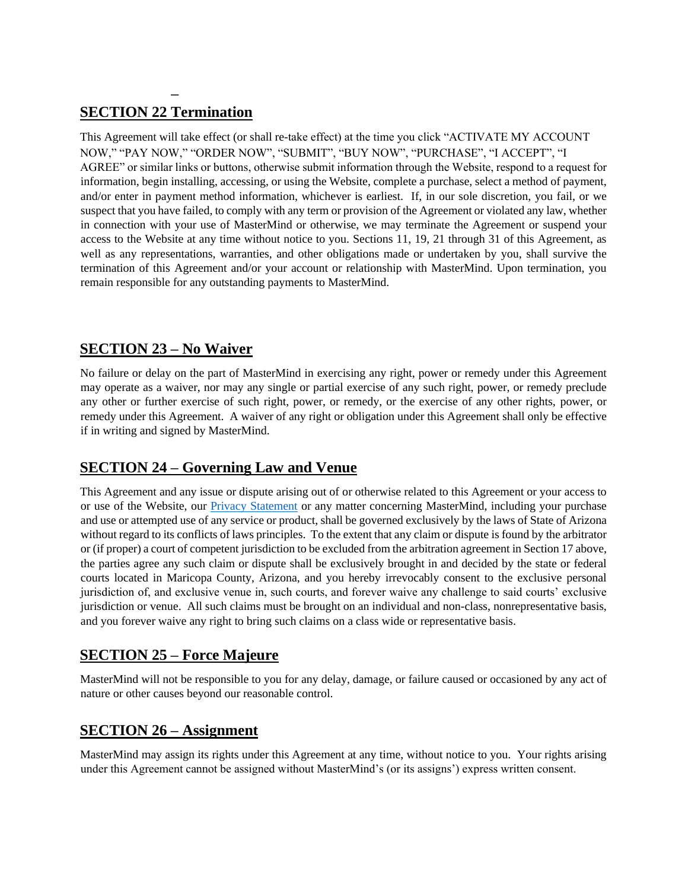## SECTION 22 Termination

This Agreement will take effect (or shall re-take effect) at the time you click "ACTIVATE MY ACCOUNT NOW," "PAY NOW," "ORDER NOW", "SUBMIT", "BUY NOW", "PURCHASE", "I ACCEPT", "I AGREE" or similar links or buttons, otherwise submit information through the Website, respond to a request for information, begin installing, accessing, or using the Website, complete a purchase, select a method of payment, and/or enter in payment method information, whichever is earliest. If, in our sole discretion, you fail, or we suspect that you have failed, to comply with any term or provision of the Agreement or violated any law, whether in connection with your use of MasterMind or otherwise, we may terminate the Agreement or suspend your access to the Website at any time without notice to you. Sections 11, 19, 21 through 31 of this Agreement, as well as any representations, warranties, and other obligations made or undertaken by you, shall survive the termination of this Agreement and/or your account or relationship with MasterMind. Upon termination, you remain responsible for any outstanding payments to MasterMind.

## SECTION 23 – No Waiver

No failure or delay on the part of MasterMind in exercising any right, power or remedy under this Agreement may operate as a waiver, nor may any single or partial exercise of any such right, power, or remedy preclude any other or further exercise of such right, power, or remedy, or the exercise of any other rights, power, or remedy under this Agreement. A waiver of any right or obligation under this Agreement shall only be effective if in writing and signed by MasterMind.

## SECTION 24 – Governing Law and Venue

This Agreement and any issue or dispute arising out of or otherwise related to this Agreement or your access to or use of the Website, our [Privacy Statement]() or any matter concerning MasterMind, including your purchase and use or attempted use of any service or product, shall be governed exclusively by the laws of State of Arizona without regard to its conflicts of laws principles. To the extent that any claim or dispute is found by the arbitrator or (if proper) a court of competent jurisdiction to be excluded from the arbitration agreement in Section 17 above, the parties agree any such claim or dispute shall be exclusively brought in and decided by the state or federal courts located in Maricopa County, Arizona, and you hereby irrevocably consent to the exclusive personal jurisdiction of, and exclusive venue in, such courts, and forever waive any challenge to said courts' exclusive jurisdiction or venue. All such claims must be brought on an individual and non-class, nonrepresentative basis, and you forever waive any right to bring such claims on a class wide or representative basis.

## SECTION 25 – Force Majeure

MasterMind will not be responsible to you for any delay, damage, or failure caused or occasioned by any act of nature or other causes beyond our reasonable control.

## SECTION 26 – Assignment

MasterMind may assign its rights under this Agreement at any time, without notice to you. Your rights arising under this Agreement cannot be assigned without MasterMind's (or its assigns') express written consent.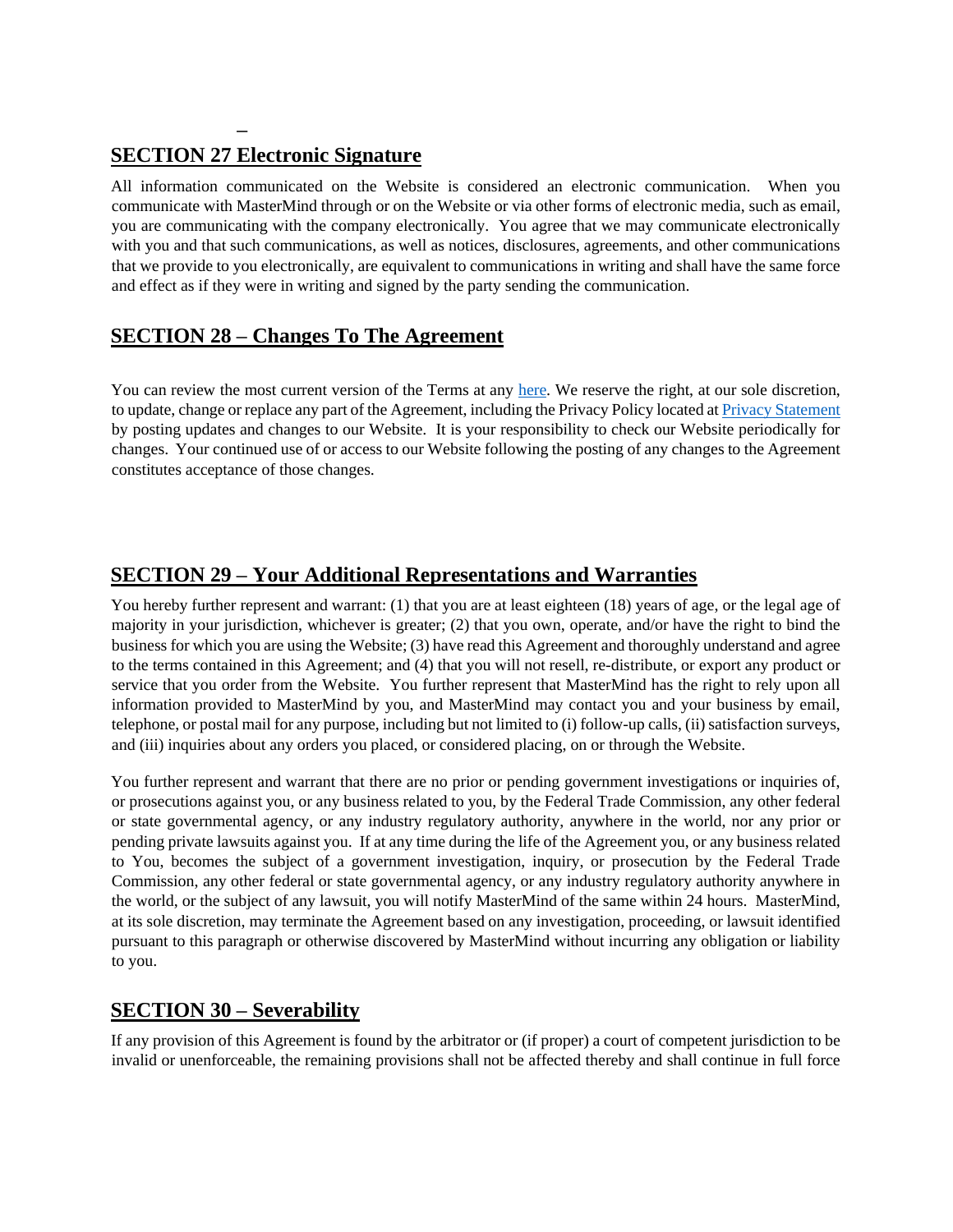–

## SECTION 27 Electronic Signature

All information communicated on the Website is considered an electronic communication. When you communicate with MasterMind through or on the Website or via other forms of electronic media, such as email, you are communicating with the company electronically. You agree that we may communicate electronically with you and that such communications, as well as notices, disclosures, agreements, and other communications that we provide to you electronically, are equivalent to communications in writing and shall have the same force and effect as if they were in writing and signed by the party sending the communication.

## SECTION 28 – Changes To The Agreement

You can review the most current version of the Terms at any here. We reserve the right, at our sole discretion, to update, change or replace any part of the Agreement, including the Privacy Policy located at Privacy Statement by posting updates and changes to our Website. It is your responsibility to check our Website periodically for changes. Your continued use of or access to our Website following the posting of any changes to the Agreement constitutes acceptance of those changes.

## SECTION 29 – Your Additional Representations and Warranties

You hereby further represent and warrant: (1) that you are at least eighteen (18) years of age, or the legal age of majority in your jurisdiction, whichever is greater; (2) that you own, operate, and/or have the right to bind the business for which you are using the Website; (3) have read this Agreement and thoroughly understand and agree to the terms contained in this Agreement; and (4) that you will not resell, re-distribute, or export any product or service that you order from the Website. You further represent that MasterMind has the right to rely upon all information provided to MasterMind by you, and MasterMind may contact you and your business by email, telephone, or postal mail for any purpose, including but not limited to (i) follow-up calls, (ii) satisfaction surveys, and (iii) inquiries about any orders you placed, or considered placing, on or through the Website.

You further represent and warrant that there are no prior or pending government investigations or inquiries of, or prosecutions against you, or any business related to you, by the Federal Trade Commission, any other federal or state governmental agency, or any industry regulatory authority, anywhere in the world, nor any prior or pending private lawsuits against you. If at any time during the life of the Agreement you, or any business related to You, becomes the subject of a government investigation, inquiry, or prosecution by the Federal Trade Commission, any other federal or state governmental agency, or any industry regulatory authority anywhere in the world, or the subject of any lawsuit, you will notify MasterMind of the same within 24 hours. MasterMind, at its sole discretion, may terminate the Agreement based on any investigation, proceeding, or lawsuit identified pursuant to this paragraph or otherwise discovered by MasterMind without incurring any obligation or liability to you.

## SECTION 30 – Severability

If any provision of this Agreement is found by the arbitrator or (if proper) a court of competent jurisdiction to be invalid or unenforceable, the remaining provisions shall not be affected thereby and shall continue in full force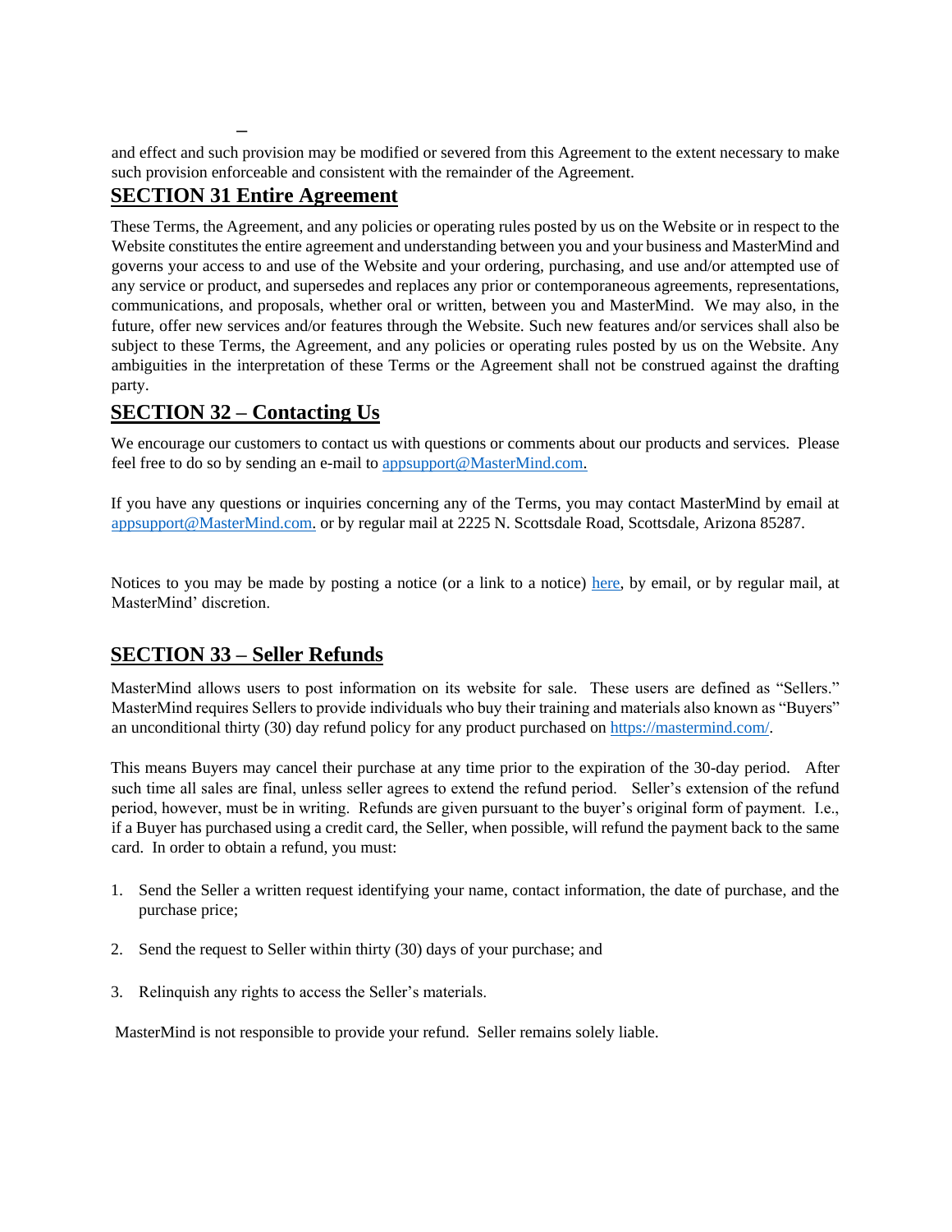and effect and such provision may be modified or severed from this Agreement to the extent necessary to make such provision enforceable and consistent with the remainder of the Agreement.

## SECTION 31 Entire Agreement

These Terms, the Agreement, and any policies or operating rules posted by us on the Website or in respect to the Website constitutes the entire agreement and understanding between you and your business and MasterMind and governs your access to and use of the Website and your ordering, purchasing, and use and/or attempted use of any service or product, and supersedes and replaces any prior or contemporaneous agreements, representations, communications, and proposals, whether oral or written, between you and MasterMind. We may also, in the future, offer new services and/or features through the Website. Such new features and/or services shall also be subject to these Terms, the Agreement, and any policies or operating rules posted by us on the Website. Any ambiguities in the interpretation of these Terms or the Agreement shall not be construed against the drafting party.

## SECTION 32 – Contacting Us

We encourage our customers to contact us with questions or comments about our products and services. Please feel free to do so by sending an e-mail to appsupport@MasterMind.com.

If you have any questions or inquiries concerning any of the Terms, you may contact MasterMind by email at appsupport@MasterMind.com. or by regular mail at 2225 N. Scottsdale Road, Scottsdale, Arizona 85287.

Notices to you may be made by posting a notice (or a link to a notice) here, by email, or by regular mail, at MasterMind' discretion.

## SECTION 33 – Seller Refunds

MasterMind allows users to post information on its website for sale. These users are defined as "Sellers." MasterMind requires Sellers to provide individuals who buy their training and materials also known as "Buyers" an unconditional thirty (30) day refund policy for any product purchased on https://mastermind.com/.

This means Buyers may cancel their purchase at any time prior to the expiration of the 30-day period. After such time all sales are final, unless seller agrees to extend the refund period. Seller's extension of the refund period, however, must be in writing. Refunds are given pursuant to the buyer's original form of payment. I.e., if a Buyer has purchased using a credit card, the Seller, when possible, will refund the payment back to the same card. In order to obtain a refund, you must:

1. Send the Seller a written request identifying your name, contact information, the date of purchase, and the purchase price;
2. Send the request to Seller within thirty (30) days of your purchase; and
3. Relinquish any rights to access the Seller's materials.

MasterMind is not responsible to provide your refund. Seller remains solely liable.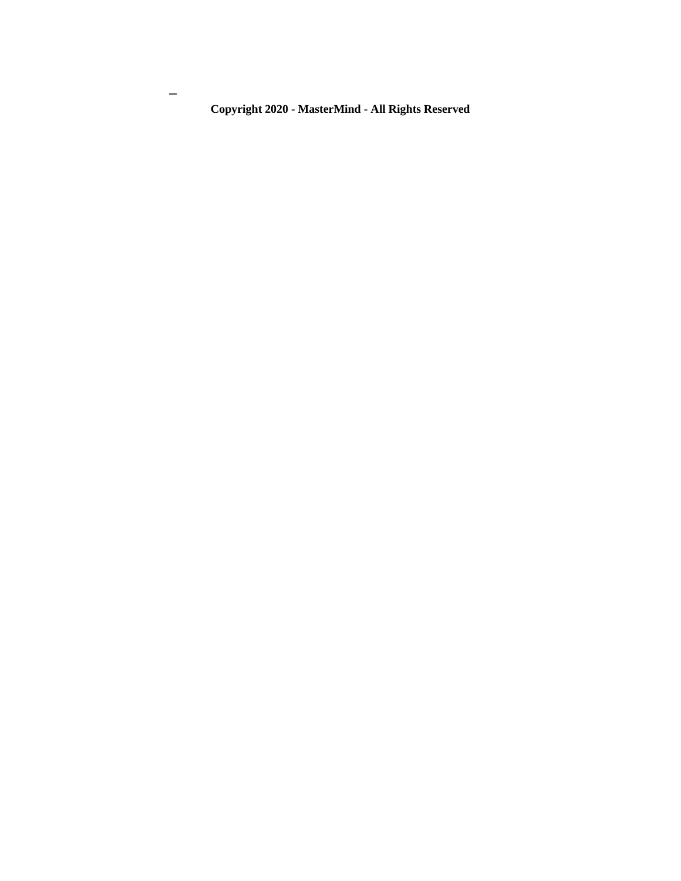**Copyright 2020 - MasterMind - All Rights Reserved**